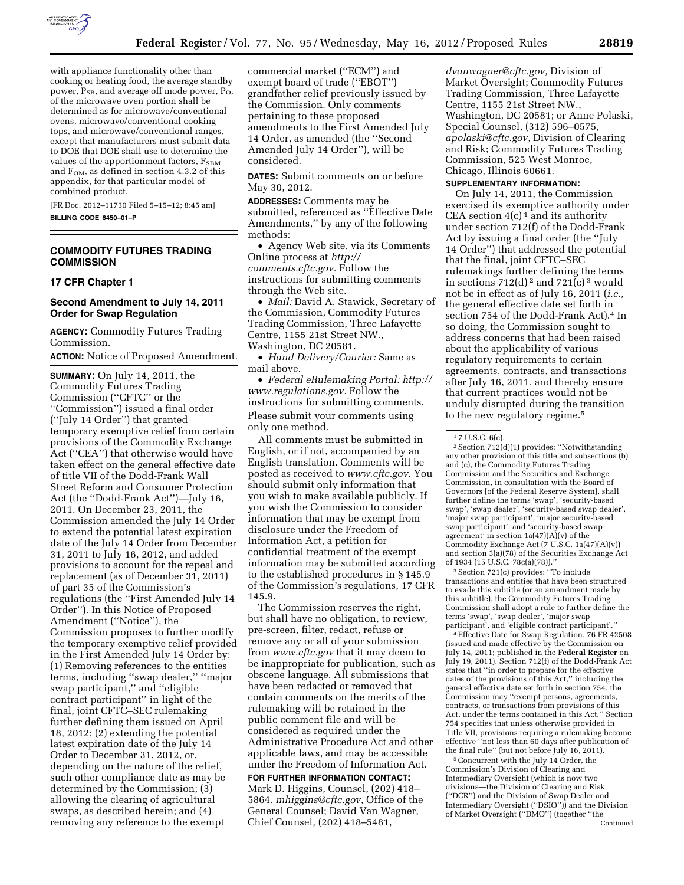with appliance functionality other than cooking or heating food, the average standby power, $P_{SB}$, and average off mode power, $P_O$, of the microwave oven portion shall be determined as for microwave/conventional ovens, microwave/conventional cooking tops, and microwave/conventional ranges, except that manufacturers must submit data to DOE that DOE shall use to determine the values of the apportionment factors, $F_{SBM}$ and $F_{OM}$, as defined in section 4.3.2 of this appendix, for that particular model of combined product.

[FR Doc. 2012–11730 Filed 5–15–12; 8:45 am]

**BILLING CODE 6450–01–P**

## COMMODITY FUTURES TRADING COMMISSION

### 17 CFR Chapter 1

### Second Amendment to July 14, 2011 Order for Swap Regulation

**AGENCY:** Commodity Futures Trading Commission.

**ACTION:** Notice of Proposed Amendment.

**SUMMARY:** On July 14, 2011, the Commodity Futures Trading Commission (''CFTC'' or the ''Commission'') issued a final order (''July 14 Order'') that granted temporary exemptive relief from certain provisions of the Commodity Exchange Act (''CEA'') that otherwise would have taken effect on the general effective date of title VII of the Dodd-Frank Wall Street Reform and Consumer Protection Act (the ''Dodd-Frank Act'')—July 16, 2011. On December 23, 2011, the Commission amended the July 14 Order to extend the potential latest expiration date of the July 14 Order from December 31, 2011 to July 16, 2012, and added provisions to account for the repeal and replacement (as of December 31, 2011) of part 35 of the Commission's regulations (the ''First Amended July 14 Order''). In this Notice of Proposed Amendment (''Notice''), the Commission proposes to further modify the temporary exemptive relief provided in the First Amended July 14 Order by: (1) Removing references to the entities terms, including ''swap dealer,'' ''major swap participant,'' and ''eligible contract participant'' in light of the final, joint CFTC–SEC rulemaking further defining them issued on April 18, 2012; (2) extending the potential latest expiration date of the July 14 Order to December 31, 2012, or, depending on the nature of the relief, such other compliance date as may be determined by the Commission; (3) allowing the clearing of agricultural swaps, as described herein; and (4) removing any reference to the exempt commercial market (''ECM'') and exempt board of trade (''EBOT'') grandfather relief previously issued by the Commission. Only comments pertaining to these proposed amendments to the First Amended July 14 Order, as amended (the ''Second Amended July 14 Order''), will be considered.

**DATES:** Submit comments on or before May 30, 2012.

**ADDRESSES:** Comments may be submitted, referenced as ''Effective Date Amendments,'' by any of the following methods:

- Agency Web site, via its Comments Online process at *http://comments.cftc.gov.* Follow the instructions for submitting comments through the Web site.
- *Mail:* David A. Stawick, Secretary of the Commission, Commodity Futures Trading Commission, Three Lafayette Centre, 1155 21st Street NW., Washington, DC 20581.
- *Hand Delivery/Courier:* Same as mail above.
- *Federal eRulemaking Portal: http://www.regulations.gov.* Follow the instructions for submitting comments.

Please submit your comments using only one method.

All comments must be submitted in English, or if not, accompanied by an English translation. Comments will be posted as received to *www.cftc.gov.* You should submit only information that you wish to make available publicly. If you wish the Commission to consider information that may be exempt from disclosure under the Freedom of Information Act, a petition for confidential treatment of the exempt information may be submitted according to the established procedures in § 145.9 of the Commission's regulations, 17 CFR 145.9.

The Commission reserves the right, but shall have no obligation, to review, pre-screen, filter, redact, refuse or remove any or all of your submission from *www.cftc.gov* that it may deem to be inappropriate for publication, such as obscene language. All submissions that have been redacted or removed that contain comments on the merits of the rulemaking will be retained in the public comment file and will be considered as required under the Administrative Procedure Act and other applicable laws, and may be accessible under the Freedom of Information Act.

**FOR FURTHER INFORMATION CONTACT:** Mark D. Higgins, Counsel, (202) 418–5864, *mhiggins@cftc.gov,* Office of the General Counsel; David Van Wagner, Chief Counsel, (202) 418–5481, *dvanwagner@cftc.gov,* Division of Market Oversight; Commodity Futures Trading Commission, Three Lafayette Centre, 1155 21st Street NW., Washington, DC 20581; or Anne Polaski, Special Counsel, (312) 596–0575, *apolaski@cftc.gov,* Division of Clearing and Risk; Commodity Futures Trading Commission, 525 West Monroe, Chicago, Illinois 60661.

**SUPPLEMENTARY INFORMATION:**

On July 14, 2011, the Commission exercised its exemptive authority under CEA section 4(c) [1] and its authority under section 712(f) of the Dodd-Frank Act by issuing a final order (the ''July 14 Order'') that addressed the potential that the final, joint CFTC–SEC rulemakings further defining the terms in sections 712(d) [2] and 721(c) [3] would not be in effect as of July 16, 2011 (*i.e.,* the general effective date set forth in section 754 of the Dodd-Frank Act).[4] In so doing, the Commission sought to address concerns that had been raised about the applicability of various regulatory requirements to certain agreements, contracts, and transactions after July 16, 2011, and thereby ensure that current practices would not be unduly disrupted during the transition to the new regulatory regime.[5]

---

[1] 7 U.S.C. 6(c).

[2] Section 712(d)(1) provides: ''Notwithstanding any other provision of this title and subsections (b) and (c), the Commodity Futures Trading Commission and the Securities and Exchange Commission, in consultation with the Board of Governors [of the Federal Reserve System], shall further define the terms 'swap', 'security-based swap', 'swap dealer', 'security-based swap dealer', 'major swap participant', 'major security-based swap participant', and 'security-based swap agreement' in section 1a(47)(A)(v) of the Commodity Exchange Act (7 U.S.C. 1a(47)(A)(v)) and section 3(a)(78) of the Securities Exchange Act of 1934 (15 U.S.C. 78c(a)(78)).''

[3] Section 721(c) provides: ''To include transactions and entities that have been structured to evade this subtitle (or an amendment made by this subtitle), the Commodity Futures Trading Commission shall adopt a rule to further define the terms 'swap', 'swap dealer', 'major swap participant', and 'eligible contract participant'.''

[4] Effective Date for Swap Regulation, 76 FR 42508 (issued and made effective by the Commission on July 14, 2011; published in the **Federal Register** on July 19, 2011). Section 712(f) of the Dodd-Frank Act states that ''in order to prepare for the effective dates of the provisions of this Act,'' including the general effective date set forth in section 754, the Commission may ''exempt persons, agreements, contracts, or transactions from provisions of this Act, under the terms contained in this Act.'' Section 754 specifies that unless otherwise provided in Title VII, provisions requiring a rulemaking become effective ''not less than 60 days after publication of the final rule'' (but not before July 16, 2011).

[5] Concurrent with the July 14 Order, the Commission's Division of Clearing and Intermediary Oversight (which is now two divisions—the Division of Clearing and Risk (''DCR'') and the Division of Swap Dealer and Intermediary Oversight (''DSIO'')) and the Division of Market Oversight (''DMO'') (together ''the Continued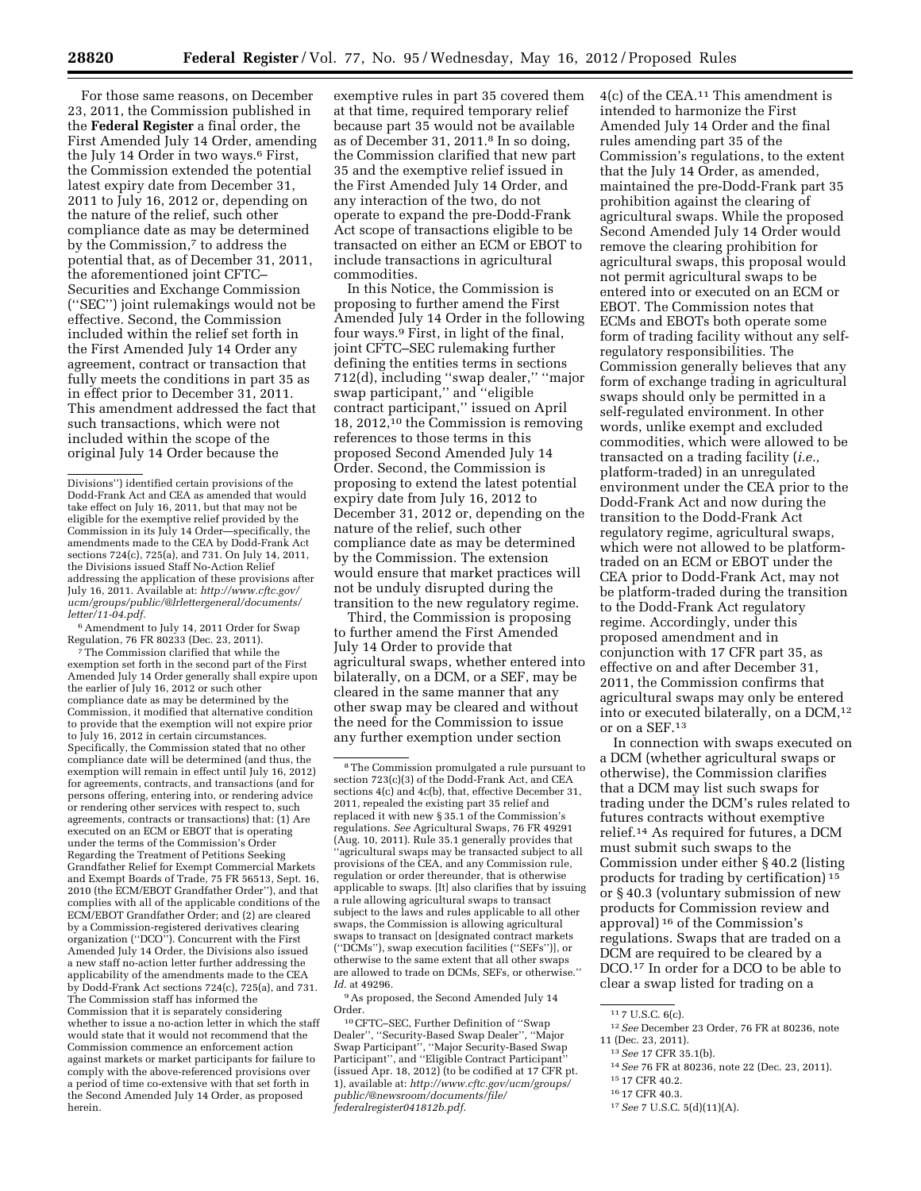For those same reasons, on December 23, 2011, the Commission published in the **Federal Register** a final order, the First Amended July 14 Order, amending the July 14 Order in two ways.[6] First, the Commission extended the potential latest expiry date from December 31, 2011 to July 16, 2012 or, depending on the nature of the relief, such other compliance date as may be determined by the Commission,[7] to address the potential that, as of December 31, 2011, the aforementioned joint CFTC–Securities and Exchange Commission (''SEC'') joint rulemakings would not be effective. Second, the Commission included within the relief set forth in the First Amended July 14 Order any agreement, contract or transaction that fully meets the conditions in part 35 as in effect prior to December 31, 2011. This amendment addressed the fact that such transactions, which were not included within the scope of the original July 14 Order because the exemptive rules in part 35 covered them at that time, required temporary relief because part 35 would not be available as of December 31, 2011.[8] In so doing, the Commission clarified that new part 35 and the exemptive relief issued in the First Amended July 14 Order, and any interaction of the two, do not operate to expand the pre-Dodd-Frank Act scope of transactions eligible to be transacted on either an ECM or EBOT to include transactions in agricultural commodities.

In this Notice, the Commission is proposing to further amend the First Amended July 14 Order in the following four ways.[9] First, in light of the final, joint CFTC–SEC rulemaking further defining the entities terms in sections 712(d), including ''swap dealer,'' ''major swap participant,'' and ''eligible contract participant,'' issued on April 18, 2012,[10] the Commission is removing references to those terms in this proposed Second Amended July 14 Order. Second, the Commission is proposing to extend the latest potential expiry date from July 16, 2012 to December 31, 2012 or, depending on the nature of the relief, such other compliance date as may be determined by the Commission. The extension would ensure that market practices will not be unduly disrupted during the transition to the new regulatory regime.

Third, the Commission is proposing to further amend the First Amended July 14 Order to provide that agricultural swaps, whether entered into bilaterally, on a DCM, or a SEF, may be cleared in the same manner that any other swap may be cleared and without the need for the Commission to issue any further exemption under section 4(c) of the CEA.[11] This amendment is intended to harmonize the First Amended July 14 Order and the final rules amending part 35 of the Commission's regulations, to the extent that the July 14 Order, as amended, maintained the pre-Dodd-Frank part 35 prohibition against the clearing of agricultural swaps. While the proposed Second Amended July 14 Order would remove the clearing prohibition for agricultural swaps, this proposal would not permit agricultural swaps to be entered into or executed on an ECM or EBOT. The Commission notes that ECMs and EBOTs both operate some form of trading facility without any self-regulatory responsibilities. The Commission generally believes that any form of exchange trading in agricultural swaps should only be permitted in a self-regulated environment. In other words, unlike exempt and excluded commodities, which were allowed to be transacted on a trading facility (*i.e.,* platform-traded) in an unregulated environment under the CEA prior to the Dodd-Frank Act and now during the transition to the Dodd-Frank Act regulatory regime, agricultural swaps, which were not allowed to be platform-traded on an ECM or EBOT under the CEA prior to Dodd-Frank Act, may not be platform-traded during the transition to the Dodd-Frank Act regulatory regime. Accordingly, under this proposed amendment and in conjunction with 17 CFR part 35, as effective on and after December 31, 2011, the Commission confirms that agricultural swaps may only be entered into or executed bilaterally, on a DCM,[12] or on a SEF.[13]

In connection with swaps executed on a DCM (whether agricultural swaps or otherwise), the Commission clarifies that a DCM may list such swaps for trading under the DCM's rules related to futures contracts without exemptive relief.[14] As required for futures, a DCM must submit such swaps to the Commission under either § 40.2 (listing products for trading by certification)[15] or § 40.3 (voluntary submission of new products for Commission review and approval)[16] of the Commission's regulations. Swaps that are traded on a DCM are required to be cleared by a DCO.[17] In order for a DCO to be able to clear a swap listed for trading on a

---

Divisions'') identified certain provisions of the Dodd-Frank Act and CEA as amended that would take effect on July 16, 2011, but that may not be eligible for the exemptive relief provided by the Commission in its July 14 Order—specifically, the amendments made to the CEA by Dodd-Frank Act sections 724(c), 725(a), and 731. On July 14, 2011, the Divisions issued Staff No-Action Relief addressing the application of these provisions after July 16, 2011. Available at: *http://www.cftc.gov/ucm/groups/public/@lrlettergeneral/documents/letter/11-04.pdf.*

[6] Amendment to July 14, 2011 Order for Swap Regulation, 76 FR 80233 (Dec. 23, 2011).

[7] The Commission clarified that while the exemption set forth in the second part of the First Amended July 14 Order generally shall expire upon the earlier of July 16, 2012 or such other compliance date as may be determined by the Commission, it modified that alternative condition to provide that the exemption will not expire prior to July 16, 2012 in certain circumstances. Specifically, the Commission stated that no other compliance date will be determined (and thus, the exemption will remain in effect until July 16, 2012) for agreements, contracts, and transactions (and for persons offering, entering into, or rendering advice or rendering other services with respect to, such agreements, contracts or transactions) that: (1) Are executed on an ECM or EBOT that is operating under the terms of the Commission's Order Regarding the Treatment of Petitions Seeking Grandfather Relief for Exempt Commercial Markets and Exempt Boards of Trade, 75 FR 56513, Sept. 16, 2010 (the ECM/EBOT Grandfather Order''), and that complies with all of the applicable conditions of the ECM/EBOT Grandfather Order; and (2) are cleared by a Commission-registered derivatives clearing organization (''DCO''). Concurrent with the First Amended July 14 Order, the Divisions also issued a new staff no-action letter further addressing the applicability of the amendments made to the CEA by Dodd-Frank Act sections 724(c), 725(a), and 731. The Commission staff has informed the Commission that it is separately considering whether to issue a no-action letter in which the staff would state that it would not recommend that the Commission commence an enforcement action against markets or market participants for failure to comply with the above-referenced provisions over a period of time co-extensive with that set forth in the Second Amended July 14 Order, as proposed herein.

[8] The Commission promulgated a rule pursuant to section 723(c)(3) of the Dodd-Frank Act, and CEA sections 4(c) and 4c(b), that, effective December 31, 2011, repealed the existing part 35 relief and replaced it with new § 35.1 of the Commission's regulations. *See* Agricultural Swaps, 76 FR 49291 (Aug. 10, 2011). Rule 35.1 generally provides that ''agricultural swaps may be transacted subject to all provisions of the CEA, and any Commission rule, regulation or order thereunder, that is otherwise applicable to swaps. [It] also clarifies that by issuing a rule allowing agricultural swaps to transact subject to the laws and rules applicable to all other swaps, the Commission is allowing agricultural swaps to transact on [designated contract markets (''DCMs''), swap execution facilities (''SEFs'')], or otherwise to the same extent that all other swaps are allowed to trade on DCMs, SEFs, or otherwise.'' *Id.* at 49296.

[9] As proposed, the Second Amended July 14 Order.

[10] CFTC–SEC, Further Definition of ''Swap Dealer'', ''Security-Based Swap Dealer'', ''Major Swap Participant'', ''Major Security-Based Swap Participant'', and ''Eligible Contract Participant'' (issued Apr. 18, 2012) (to be codified at 17 CFR pt. 1), available at: *http://www.cftc.gov/ucm/groups/public/@newsroom/documents/file/federalregister041812b.pdf.*

[11] 7 U.S.C. 6(c).

[12] *See* December 23 Order, 76 FR at 80236, note 11 (Dec. 23, 2011).

[13] *See* 17 CFR 35.1(b).

[14] *See* 76 FR at 80236, note 22 (Dec. 23, 2011).

[15] 17 CFR 40.2.

[16] 17 CFR 40.3.

[17] *See* 7 U.S.C. 5(d)(11)(A).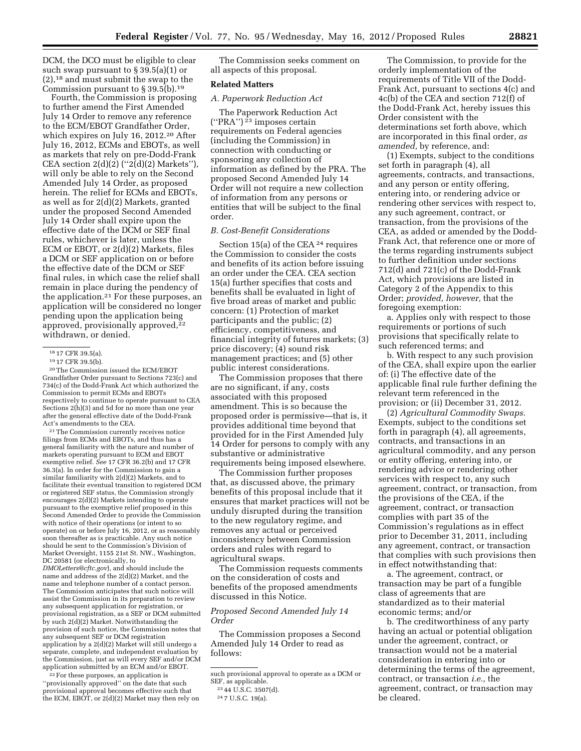DCM, the DCO must be eligible to clear such swap pursuant to § 39.5(a)(1) or (2),[18] and must submit the swap to the Commission pursuant to § 39.5(b).[19]

Fourth, the Commission is proposing to further amend the First Amended July 14 Order to remove any reference to the ECM/EBOT Grandfather Order, which expires on July 16, 2012.[20] After July 16, 2012, ECMs and EBOTs, as well as markets that rely on pre-Dodd-Frank CEA section 2(d)(2) (''2(d)(2) Markets''), will only be able to rely on the Second Amended July 14 Order, as proposed herein. The relief for ECMs and EBOTs, as well as for 2(d)(2) Markets, granted under the proposed Second Amended July 14 Order shall expire upon the effective date of the DCM or SEF final rules, whichever is later, unless the ECM or EBOT, or 2(d)(2) Markets, files a DCM or SEF application on or before the effective date of the DCM or SEF final rules, in which case the relief shall remain in place during the pendency of the application.[21] For these purposes, an application will be considered no longer pending upon the application being approved, provisionally approved,[22] withdrawn, or denied.

The Commission seeks comment on all aspects of this proposal.

## Related Matters

### A. Paperwork Reduction Act

The Paperwork Reduction Act (''PRA'')[23] imposes certain requirements on Federal agencies (including the Commission) in connection with conducting or sponsoring any collection of information as defined by the PRA. The proposed Second Amended July 14 Order will not require a new collection of information from any persons or entities that will be subject to the final order.

### B. Cost-Benefit Considerations

Section 15(a) of the CEA[24] requires the Commission to consider the costs and benefits of its action before issuing an order under the CEA. CEA section 15(a) further specifies that costs and benefits shall be evaluated in light of five broad areas of market and public concern: (1) Protection of market participants and the public; (2) efficiency, competitiveness, and financial integrity of futures markets; (3) price discovery; (4) sound risk management practices; and (5) other public interest considerations.

The Commission proposes that there are no significant, if any, costs associated with this proposed amendment. This is so because the proposed order is permissive—that is, it provides additional time beyond that provided for in the First Amended July 14 Order for persons to comply with any substantive or administrative requirements being imposed elsewhere.

The Commission further proposes that, as discussed above, the primary benefits of this proposal include that it ensures that market practices will not be unduly disrupted during the transition to the new regulatory regime, and removes any actual or perceived inconsistency between Commission orders and rules with regard to agricultural swaps.

The Commission requests comments on the consideration of costs and benefits of the proposed amendments discussed in this Notice.

### *Proposed Second Amended July 14 Order*

The Commission proposes a Second Amended July 14 Order to read as follows:

The Commission, to provide for the orderly implementation of the requirements of Title VII of the Dodd-Frank Act, pursuant to sections 4(c) and 4c(b) of the CEA and section 712(f) of the Dodd-Frank Act, hereby issues this Order consistent with the determinations set forth above, which are incorporated in this final order, *as amended,* by reference, and:

(1) Exempts, subject to the conditions set forth in paragraph (4), all agreements, contracts, and transactions, and any person or entity offering, entering into, or rendering advice or rendering other services with respect to, any such agreement, contract, or transaction, from the provisions of the CEA, as added or amended by the Dodd-Frank Act, that reference one or more of the terms regarding instruments subject to further definition under sections 712(d) and 721(c) of the Dodd-Frank Act, which provisions are listed in Category 2 of the Appendix to this Order; *provided, however,* that the foregoing exemption:

a. Applies only with respect to those requirements or portions of such provisions that specifically relate to such referenced terms; and

b. With respect to any such provision of the CEA, shall expire upon the earlier of: (i) The effective date of the applicable final rule further defining the relevant term referenced in the provision; or (ii) December 31, 2012.

(2) *Agricultural Commodity Swaps.* Exempts, subject to the conditions set forth in paragraph (4), all agreements, contracts, and transactions in an agricultural commodity, and any person or entity offering, entering into, or rendering advice or rendering other services with respect to, any such agreement, contract, or transaction, from the provisions of the CEA, if the agreement, contract, or transaction complies with part 35 of the Commission's regulations as in effect prior to December 31, 2011, including any agreement, contract, or transaction that complies with such provisions then in effect notwithstanding that:

a. The agreement, contract, or transaction may be part of a fungible class of agreements that are standardized as to their material economic terms; and/or

b. The creditworthiness of any party having an actual or potential obligation under the agreement, contract, or transaction would not be a material consideration in entering into or determining the terms of the agreement, contract, or transaction *i.e.,* the agreement, contract, or transaction may be cleared.

---

[18] 17 CFR 39.5(a).

[19] 17 CFR 39.5(b).

[20] The Commission issued the ECM/EBOT Grandfather Order pursuant to Sections 723(c) and 734(c) of the Dodd-Frank Act which authorized the Commission to permit ECMs and EBOTs respectively to continue to operate pursuant to CEA Sections 2(h)(3) and 5d for no more than one year after the general effective date of the Dodd-Frank Act's amendments to the CEA.

[21] The Commission currently receives notice filings from ECMs and EBOTs, and thus has a general familiarity with the nature and number of markets operating pursuant to ECM and EBOT exemptive relief. *See* 17 CFR 36.2(b) and 17 CFR 36.3(a). In order for the Commission to gain a similar familiarity with 2(d)(2) Markets, and to facilitate their eventual transition to registered DCM or registered SEF status, the Commission strongly encourages 2(d)(2) Markets intending to operate pursuant to the exemptive relief proposed in this Second Amended Order to provide the Commission with notice of their operations (or intent to so operate) on or before July 16, 2012, or as reasonably soon thereafter as is practicable. Any such notice should be sent to the Commission's Division of Market Oversight, 1155 21st St. NW., Washington, DC 20581 (or electronically, to *DMOLetters@cftc.gov*), and should include the name and address of the 2(d)(2) Market, and the name and telephone number of a contact person. The Commission anticipates that such notice will assist the Commission in its preparation to review any subsequent application for registration, or provisional registration, as a SEF or DCM submitted by such 2(d)(2) Market. Notwithstanding the provision of such notice, the Commission notes that any subsequent SEF or DCM registration application by a 2(d)(2) Market will still undergo a separate, complete, and independent evaluation by the Commission, just as will every SEF and/or DCM application submitted by an ECM and/or EBOT.

[22] For these purposes, an application is ''provisionally approved'' on the date that such provisional approval becomes effective such that the ECM, EBOT, or 2(d)(2) Market may then rely on such provisional approval to operate as a DCM or SEF, as applicable.

[23] 44 U.S.C. 3507(d).

[24] 7 U.S.C. 19(a).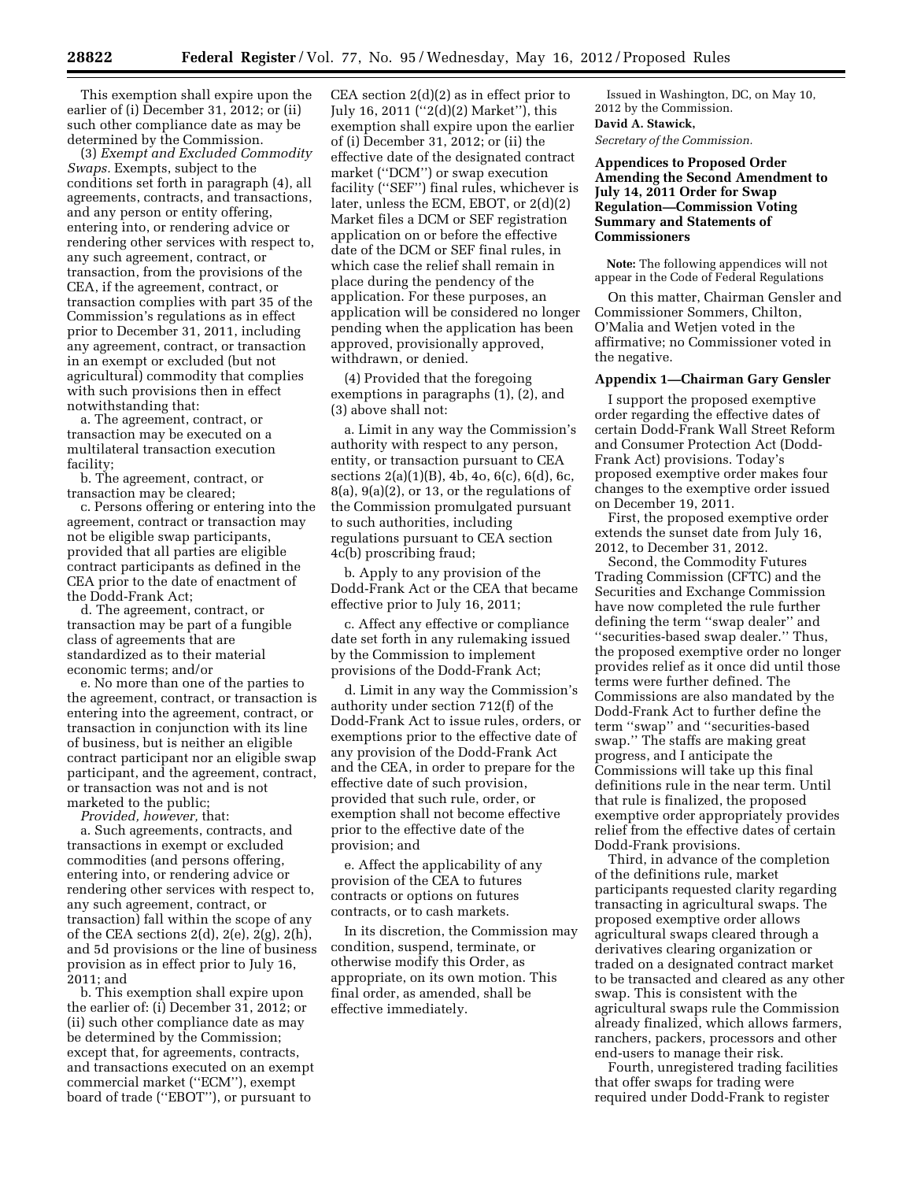This exemption shall expire upon the earlier of (i) December 31, 2012; or (ii) such other compliance date as may be determined by the Commission.

(3) *Exempt and Excluded Commodity Swaps.* Exempts, subject to the conditions set forth in paragraph (4), all agreements, contracts, and transactions, and any person or entity offering, entering into, or rendering advice or rendering other services with respect to, any such agreement, contract, or transaction, from the provisions of the CEA, if the agreement, contract, or transaction complies with part 35 of the Commission's regulations as in effect prior to December 31, 2011, including any agreement, contract, or transaction in an exempt or excluded (but not agricultural) commodity that complies with such provisions then in effect notwithstanding that:

a. The agreement, contract, or transaction may be executed on a multilateral transaction execution facility;

b. The agreement, contract, or transaction may be cleared;

c. Persons offering or entering into the agreement, contract or transaction may not be eligible swap participants, provided that all parties are eligible contract participants as defined in the CEA prior to the date of enactment of the Dodd-Frank Act;

d. The agreement, contract, or transaction may be part of a fungible class of agreements that are standardized as to their material economic terms; and/or

e. No more than one of the parties to the agreement, contract, or transaction is entering into the agreement, contract, or transaction in conjunction with its line of business, but is neither an eligible contract participant nor an eligible swap participant, and the agreement, contract, or transaction was not and is not marketed to the public;

*Provided, however,* that:

a. Such agreements, contracts, and transactions in exempt or excluded commodities (and persons offering, entering into, or rendering advice or rendering other services with respect to, any such agreement, contract, or transaction) fall within the scope of any of the CEA sections 2(d), 2(e), 2(g), 2(h), and 5d provisions or the line of business provision as in effect prior to July 16, 2011; and

b. This exemption shall expire upon the earlier of: (i) December 31, 2012; or (ii) such other compliance date as may be determined by the Commission; except that, for agreements, contracts, and transactions executed on an exempt commercial market ("ECM"), exempt board of trade ("EBOT"), or pursuant to CEA section 2(d)(2) as in effect prior to July 16, 2011 ("2(d)(2) Market"), this exemption shall expire upon the earlier of (i) December 31, 2012; or (ii) the effective date of the designated contract market ("DCM") or swap execution facility ("SEF") final rules, whichever is later, unless the ECM, EBOT, or 2(d)(2) Market files a DCM or SEF registration application on or before the effective date of the DCM or SEF final rules, in which case the relief shall remain in place during the pendency of the application. For these purposes, an application will be considered no longer pending when the application has been approved, provisionally approved, withdrawn, or denied.

(4) Provided that the foregoing exemptions in paragraphs (1), (2), and (3) above shall not:

a. Limit in any way the Commission's authority with respect to any person, entity, or transaction pursuant to CEA sections 2(a)(1)(B), 4b, 4o, 6(c), 6(d), 6c, 8(a), 9(a)(2), or 13, or the regulations of the Commission promulgated pursuant to such authorities, including regulations pursuant to CEA section 4c(b) proscribing fraud;

b. Apply to any provision of the Dodd-Frank Act or the CEA that became effective prior to July 16, 2011;

c. Affect any effective or compliance date set forth in any rulemaking issued by the Commission to implement provisions of the Dodd-Frank Act;

d. Limit in any way the Commission's authority under section 712(f) of the Dodd-Frank Act to issue rules, orders, or exemptions prior to the effective date of any provision of the Dodd-Frank Act and the CEA, in order to prepare for the effective date of such provision, provided that such rule, order, or exemption shall not become effective prior to the effective date of the provision; and

e. Affect the applicability of any provision of the CEA to futures contracts or options on futures contracts, or to cash markets.

In its discretion, the Commission may condition, suspend, terminate, or otherwise modify this Order, as appropriate, on its own motion. This final order, as amended, shall be effective immediately.

Issued in Washington, DC, on May 10, 2012 by the Commission.

**David A. Stawick,**

*Secretary of the Commission.*

## Appendices to Proposed Order Amending the Second Amendment to July 14, 2011 Order for Swap Regulation—Commission Voting Summary and Statements of Commissioners

**Note:** The following appendices will not appear in the Code of Federal Regulations

On this matter, Chairman Gensler and Commissioner Sommers, Chilton, O'Malia and Wetjen voted in the affirmative; no Commissioner voted in the negative.

### Appendix 1—Chairman Gary Gensler

I support the proposed exemptive order regarding the effective dates of certain Dodd-Frank Wall Street Reform and Consumer Protection Act (Dodd-Frank Act) provisions. Today's proposed exemptive order makes four changes to the exemptive order issued on December 19, 2011.

First, the proposed exemptive order extends the sunset date from July 16, 2012, to December 31, 2012.

Second, the Commodity Futures Trading Commission (CFTC) and the Securities and Exchange Commission have now completed the rule further defining the term "swap dealer" and "securities-based swap dealer." Thus, the proposed exemptive order no longer provides relief as it once did until those terms were further defined. The Commissions are also mandated by the Dodd-Frank Act to further define the term "swap" and "securities-based swap." The staffs are making great progress, and I anticipate the Commissions will take up this final definitions rule in the near term. Until that rule is finalized, the proposed exemptive order appropriately provides relief from the effective dates of certain Dodd-Frank provisions.

Third, in advance of the completion of the definitions rule, market participants requested clarity regarding transacting in agricultural swaps. The proposed exemptive order allows agricultural swaps cleared through a derivatives clearing organization or traded on a designated contract market to be transacted and cleared as any other swap. This is consistent with the agricultural swaps rule the Commission already finalized, which allows farmers, ranchers, packers, processors and other end-users to manage their risk.

Fourth, unregistered trading facilities that offer swaps for trading were required under Dodd-Frank to register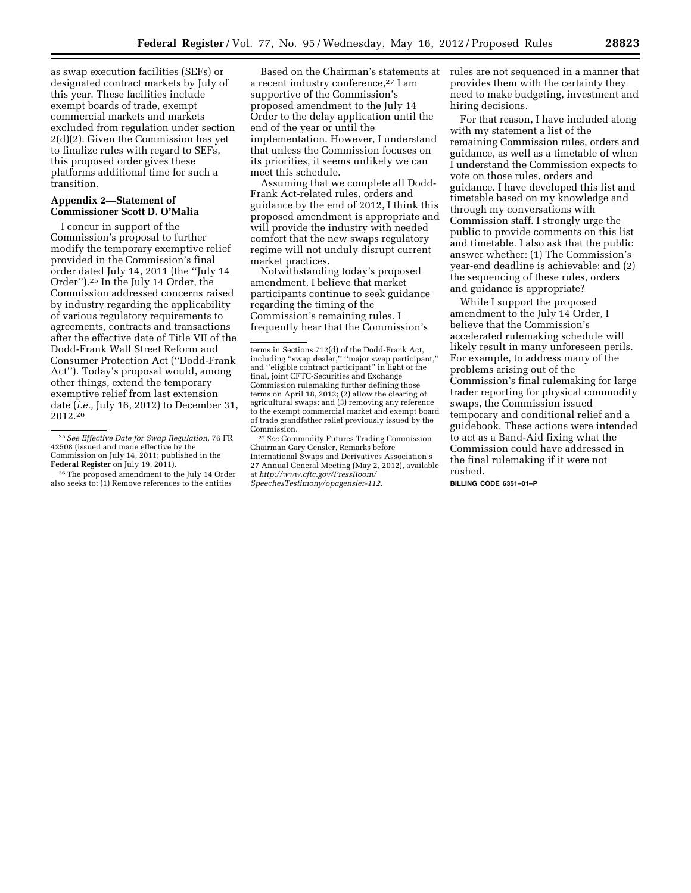as swap execution facilities (SEFs) or designated contract markets by July of this year. These facilities include exempt boards of trade, exempt commercial markets and markets excluded from regulation under section 2(d)(2). Given the Commission has yet to finalize rules with regard to SEFs, this proposed order gives these platforms additional time for such a transition.

### Appendix 2—Statement of Commissioner Scott D. O'Malia

I concur in support of the Commission's proposal to further modify the temporary exemptive relief provided in the Commission's final order dated July 14, 2011 (the ''July 14 Order'').[25] In the July 14 Order, the Commission addressed concerns raised by industry regarding the applicability of various regulatory requirements to agreements, contracts and transactions after the effective date of Title VII of the Dodd-Frank Wall Street Reform and Consumer Protection Act (''Dodd-Frank Act''). Today's proposal would, among other things, extend the temporary exemptive relief from last extension date (*i.e.,* July 16, 2012) to December 31, 2012.[26]

Based on the Chairman's statements at a recent industry conference,[27] I am supportive of the Commission's proposed amendment to the July 14 Order to the delay application until the end of the year or until the implementation. However, I understand that unless the Commission focuses on its priorities, it seems unlikely we can meet this schedule.

Assuming that we complete all Dodd-Frank Act-related rules, orders and guidance by the end of 2012, I think this proposed amendment is appropriate and will provide the industry with needed comfort that the new swaps regulatory regime will not unduly disrupt current market practices.

Notwithstanding today's proposed amendment, I believe that market participants continue to seek guidance regarding the timing of the Commission's remaining rules. I frequently hear that the Commission's rules are not sequenced in a manner that provides them with the certainty they need to make budgeting, investment and hiring decisions.

For that reason, I have included along with my statement a list of the remaining Commission rules, orders and guidance, as well as a timetable of when I understand the Commission expects to vote on those rules, orders and guidance. I have developed this list and timetable based on my knowledge and through my conversations with Commission staff. I strongly urge the public to provide comments on this list and timetable. I also ask that the public answer whether: (1) The Commission's year-end deadline is achievable; and (2) the sequencing of these rules, orders and guidance is appropriate?

While I support the proposed amendment to the July 14 Order, I believe that the Commission's accelerated rulemaking schedule will likely result in many unforeseen perils. For example, to address many of the problems arising out of the Commission's final rulemaking for large trader reporting for physical commodity swaps, the Commission issued temporary and conditional relief and a guidebook. These actions were intended to act as a Band-Aid fixing what the Commission could have addressed in the final rulemaking if it were not rushed.

BILLING CODE 6351–01–P

---

[25] *See Effective Date for Swap Regulation,* 76 FR 42508 (issued and made effective by the Commission on July 14, 2011; published in the **Federal Register** on July 19, 2011).

[26] The proposed amendment to the July 14 Order also seeks to: (1) Remove references to the entities terms in Sections 712(d) of the Dodd-Frank Act, including ''swap dealer,'' ''major swap participant,'' and ''eligible contract participant'' in light of the final, joint CFTC-Securities and Exchange Commission rulemaking further defining those terms on April 18, 2012; (2) allow the clearing of agricultural swaps; and (3) removing any reference to the exempt commercial market and exempt board of trade grandfather relief previously issued by the Commission.

[27] *See* Commodity Futures Trading Commission Chairman Gary Gensler, Remarks before International Swaps and Derivatives Association's 27 Annual General Meeting (May 2, 2012), available at *http://www.cftc.gov/PressRoom/SpeechesTestimony/opagensler-112.*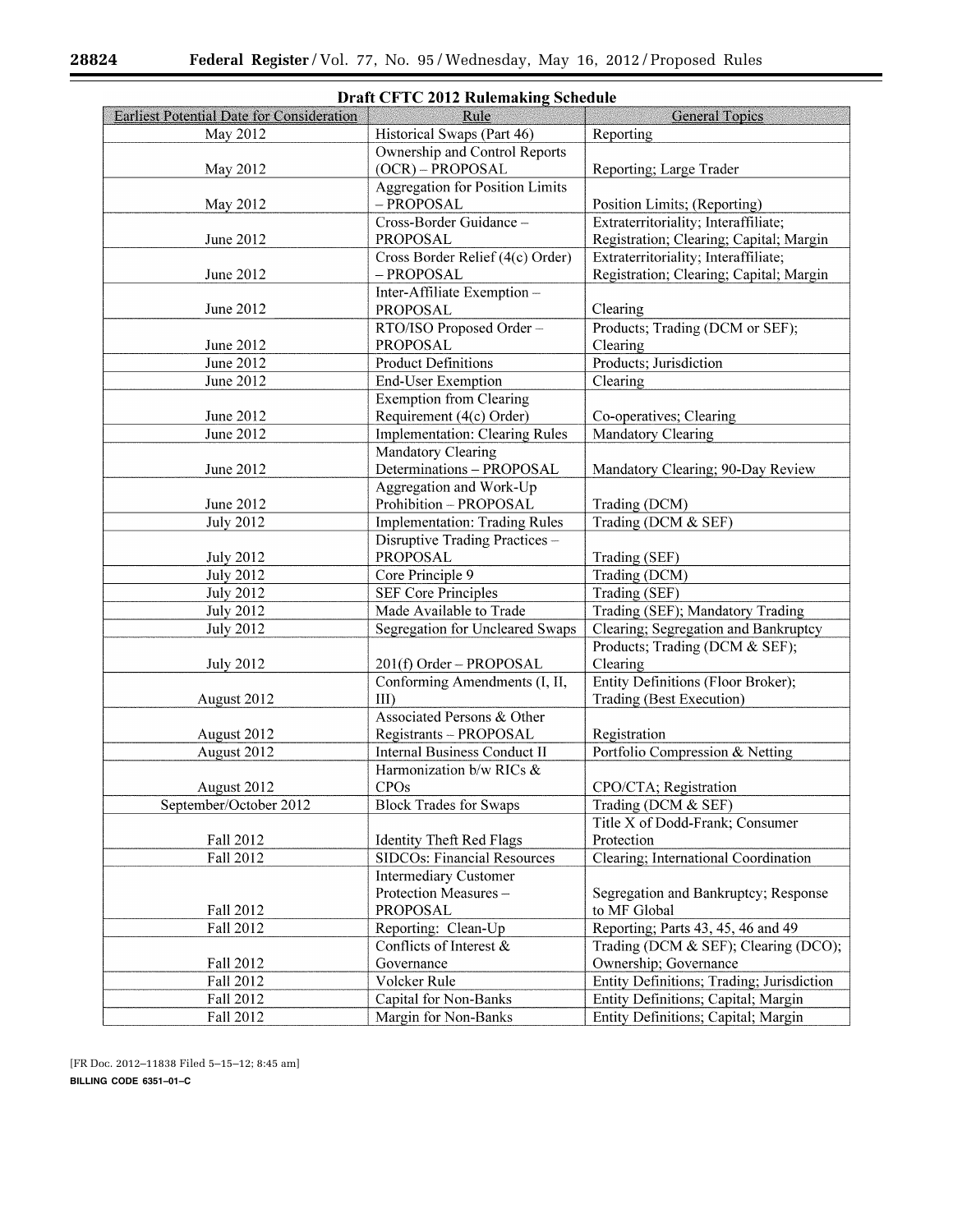**Draft CFTC 2012 Rulemaking Schedule**

| Earliest Potential Date for Consideration | Rule | General Topics |
|---|---|---|
| May 2012 | Historical Swaps (Part 46) | Reporting |
| May 2012 | Ownership and Control Reports (OCR) – PROPOSAL | Reporting; Large Trader |
| May 2012 | Aggregation for Position Limits – PROPOSAL | Position Limits; (Reporting) |
| June 2012 | Cross-Border Guidance – PROPOSAL | Extraterritoriality; Interaffiliate; Registration; Clearing; Capital; Margin |
| June 2012 | Cross Border Relief (4(c) Order) – PROPOSAL | Extraterritoriality; Interaffiliate; Registration; Clearing; Capital; Margin |
| June 2012 | Inter-Affiliate Exemption – PROPOSAL | Clearing |
| June 2012 | RTO/ISO Proposed Order – PROPOSAL | Products; Trading (DCM or SEF); Clearing |
| June 2012 | Product Definitions | Products; Jurisdiction |
| June 2012 | End-User Exemption | Clearing |
| June 2012 | Exemption from Clearing Requirement (4(c) Order) | Co-operatives; Clearing |
| June 2012 | Implementation: Clearing Rules | Mandatory Clearing |
| June 2012 | Mandatory Clearing Determinations – PROPOSAL | Mandatory Clearing; 90-Day Review |
| June 2012 | Aggregation and Work-Up Prohibition – PROPOSAL | Trading (DCM) |
| July 2012 | Implementation: Trading Rules | Trading (DCM & SEF) |
| July 2012 | Disruptive Trading Practices – PROPOSAL | Trading (SEF) |
| July 2012 | Core Principle 9 | Trading (DCM) |
| July 2012 | SEF Core Principles | Trading (SEF) |
| July 2012 | Made Available to Trade | Trading (SEF); Mandatory Trading |
| July 2012 | Segregation for Uncleared Swaps | Clearing; Segregation and Bankruptcy |
| July 2012 | 201(f) Order – PROPOSAL | Products; Trading (DCM & SEF); Clearing |
| August 2012 | Conforming Amendments (I, II, III) | Entity Definitions (Floor Broker); Trading (Best Execution) |
| August 2012 | Associated Persons & Other Registrants – PROPOSAL | Registration |
| August 2012 | Internal Business Conduct II | Portfolio Compression & Netting |
| August 2012 | Harmonization b/w RICs & CPOs | CPO/CTA; Registration |
| September/October 2012 | Block Trades for Swaps | Trading (DCM & SEF) |
| Fall 2012 | Identity Theft Red Flags | Title X of Dodd-Frank; Consumer Protection |
| Fall 2012 | SIDCOs: Financial Resources | Clearing; International Coordination |
| Fall 2012 | Intermediary Customer Protection Measures – PROPOSAL | Segregation and Bankruptcy; Response to MF Global |
| Fall 2012 | Reporting: Clean-Up | Reporting; Parts 43, 45, 46 and 49 |
| Fall 2012 | Conflicts of Interest & Governance | Trading (DCM & SEF); Clearing (DCO); Ownership; Governance |
| Fall 2012 | Volcker Rule | Entity Definitions; Trading; Jurisdiction |
| Fall 2012 | Capital for Non-Banks | Entity Definitions; Capital; Margin |
| Fall 2012 | Margin for Non-Banks | Entity Definitions; Capital; Margin |

[FR Doc. 2012–11838 Filed 5–15–12; 8:45 am]

**BILLING CODE 6351–01–C**